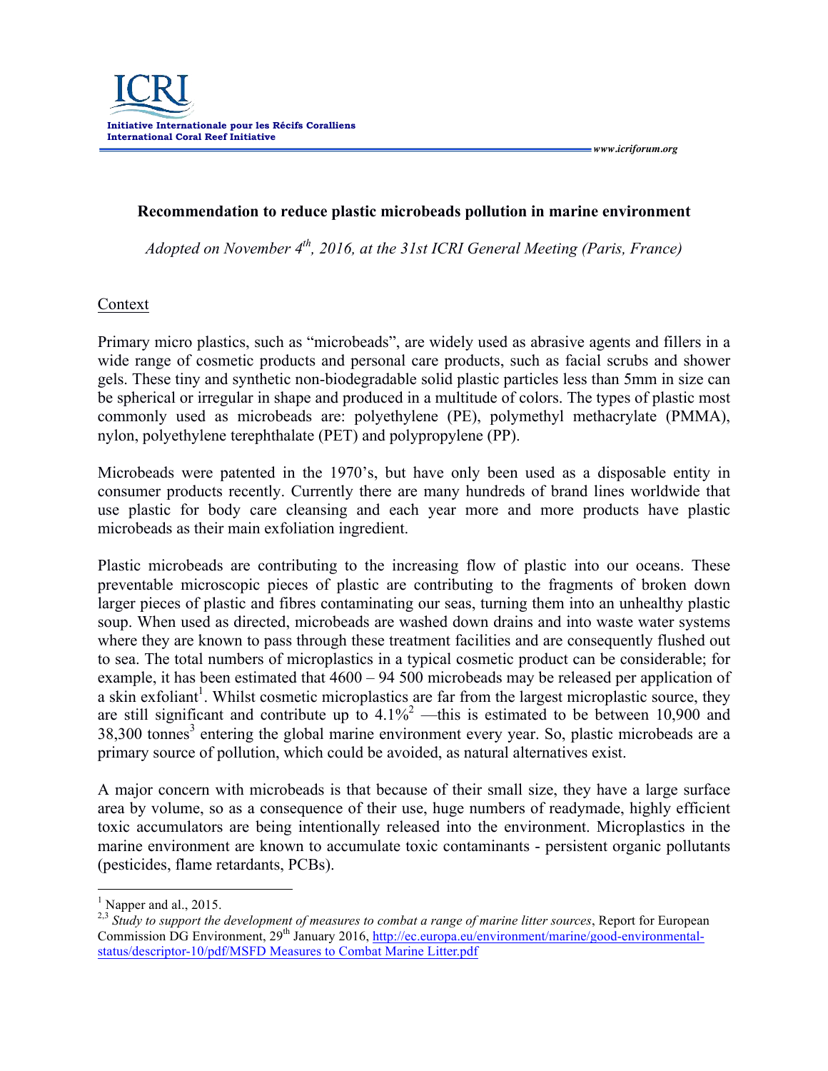**ICRI**

**Initiative Internationale pour les Récifs Coralliens**
**International Coral Reef Initiative**

*www.icriforum.org*

## Recommendation to reduce plastic microbeads pollution in marine environment

*Adopted on November 4th, 2016, at the 31st ICRI General Meeting (Paris, France)*

### Context

Primary micro plastics, such as "microbeads", are widely used as abrasive agents and fillers in a wide range of cosmetic products and personal care products, such as facial scrubs and shower gels. These tiny and synthetic non-biodegradable solid plastic particles less than 5mm in size can be spherical or irregular in shape and produced in a multitude of colors. The types of plastic most commonly used as microbeads are: polyethylene (PE), polymethyl methacrylate (PMMA), nylon, polyethylene terephthalate (PET) and polypropylene (PP).

Microbeads were patented in the 1970's, but have only been used as a disposable entity in consumer products recently. Currently there are many hundreds of brand lines worldwide that use plastic for body care cleansing and each year more and more products have plastic microbeads as their main exfoliation ingredient.

Plastic microbeads are contributing to the increasing flow of plastic into our oceans. These preventable microscopic pieces of plastic are contributing to the fragments of broken down larger pieces of plastic and fibres contaminating our seas, turning them into an unhealthy plastic soup. When used as directed, microbeads are washed down drains and into waste water systems where they are known to pass through these treatment facilities and are consequently flushed out to sea. The total numbers of microplastics in a typical cosmetic product can be considerable; for example, it has been estimated that 4600 – 94 500 microbeads may be released per application of a skin exfoliant[1]. Whilst cosmetic microplastics are far from the largest microplastic source, they are still significant and contribute up to 4.1%[2] —this is estimated to be between 10,900 and 38,300 tonnes[3] entering the global marine environment every year. So, plastic microbeads are a primary source of pollution, which could be avoided, as natural alternatives exist.

A major concern with microbeads is that because of their small size, they have a large surface area by volume, so as a consequence of their use, huge numbers of readymade, highly efficient toxic accumulators are being intentionally released into the environment. Microplastics in the marine environment are known to accumulate toxic contaminants - persistent organic pollutants (pesticides, flame retardants, PCBs).

---

[1] Napper and al., 2015.

[2,3] *Study to support the development of measures to combat a range of marine litter sources*, Report for European Commission DG Environment, 29th January 2016, http://ec.europa.eu/environment/marine/good-environmental-status/descriptor-10/pdf/MSFD Measures to Combat Marine Litter.pdf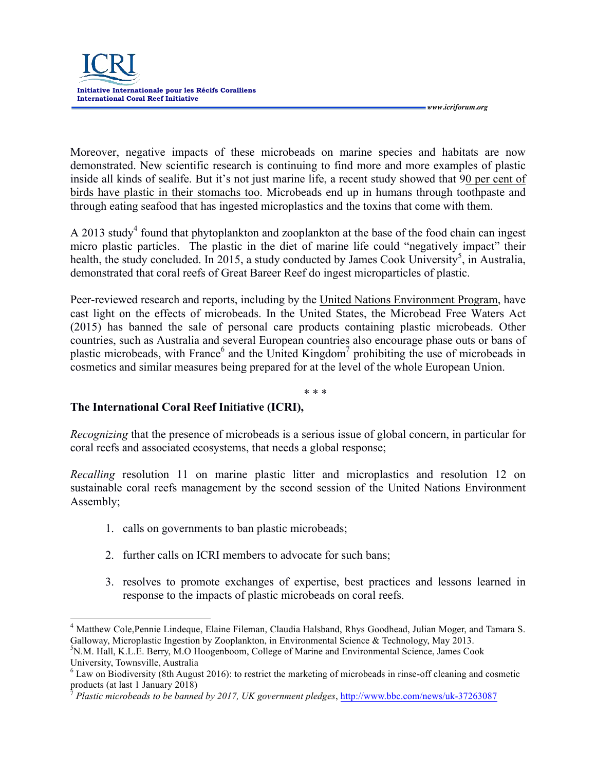Moreover, negative impacts of these microbeads on marine species and habitats are now demonstrated. New scientific research is continuing to find more and more examples of plastic inside all kinds of sealife. But it's not just marine life, a recent study showed that 90 per cent of birds have plastic in their stomachs too. Microbeads end up in humans through toothpaste and through eating seafood that has ingested microplastics and the toxins that come with them.

A 2013 study[4] found that phytoplankton and zooplankton at the base of the food chain can ingest micro plastic particles. The plastic in the diet of marine life could "negatively impact" their health, the study concluded. In 2015, a study conducted by James Cook University[5], in Australia, demonstrated that coral reefs of Great Bareer Reef do ingest microparticles of plastic.

Peer-reviewed research and reports, including by the United Nations Environment Program, have cast light on the effects of microbeads. In the United States, the Microbead Free Waters Act (2015) has banned the sale of personal care products containing plastic microbeads. Other countries, such as Australia and several European countries also encourage phase outs or bans of plastic microbeads, with France[6] and the United Kingdom[7] prohibiting the use of microbeads in cosmetics and similar measures being prepared for at the level of the whole European Union.

\* \* \*

**The International Coral Reef Initiative (ICRI),**

*Recognizing* that the presence of microbeads is a serious issue of global concern, in particular for coral reefs and associated ecosystems, that needs a global response;

*Recalling* resolution 11 on marine plastic litter and microplastics and resolution 12 on sustainable coral reefs management by the second session of the United Nations Environment Assembly;

1. calls on governments to ban plastic microbeads;

2. further calls on ICRI members to advocate for such bans;

3. resolves to promote exchanges of expertise, best practices and lessons learned in response to the impacts of plastic microbeads on coral reefs.

---

[4] Matthew Cole,Pennie Lindeque, Elaine Fileman, Claudia Halsband, Rhys Goodhead, Julian Moger, and Tamara S. Galloway, Microplastic Ingestion by Zooplankton, in Environmental Science & Technology, May 2013.

[5] N.M. Hall, K.L.E. Berry, M.O Hoogenboom, College of Marine and Environmental Science, James Cook University, Townsville, Australia

[6] Law on Biodiversity (8th August 2016): to restrict the marketing of microbeads in rinse-off cleaning and cosmetic products (at last 1 January 2018)

[7] *Plastic microbeads to be banned by 2017, UK government pledges*, http://www.bbc.com/news/uk-37263087